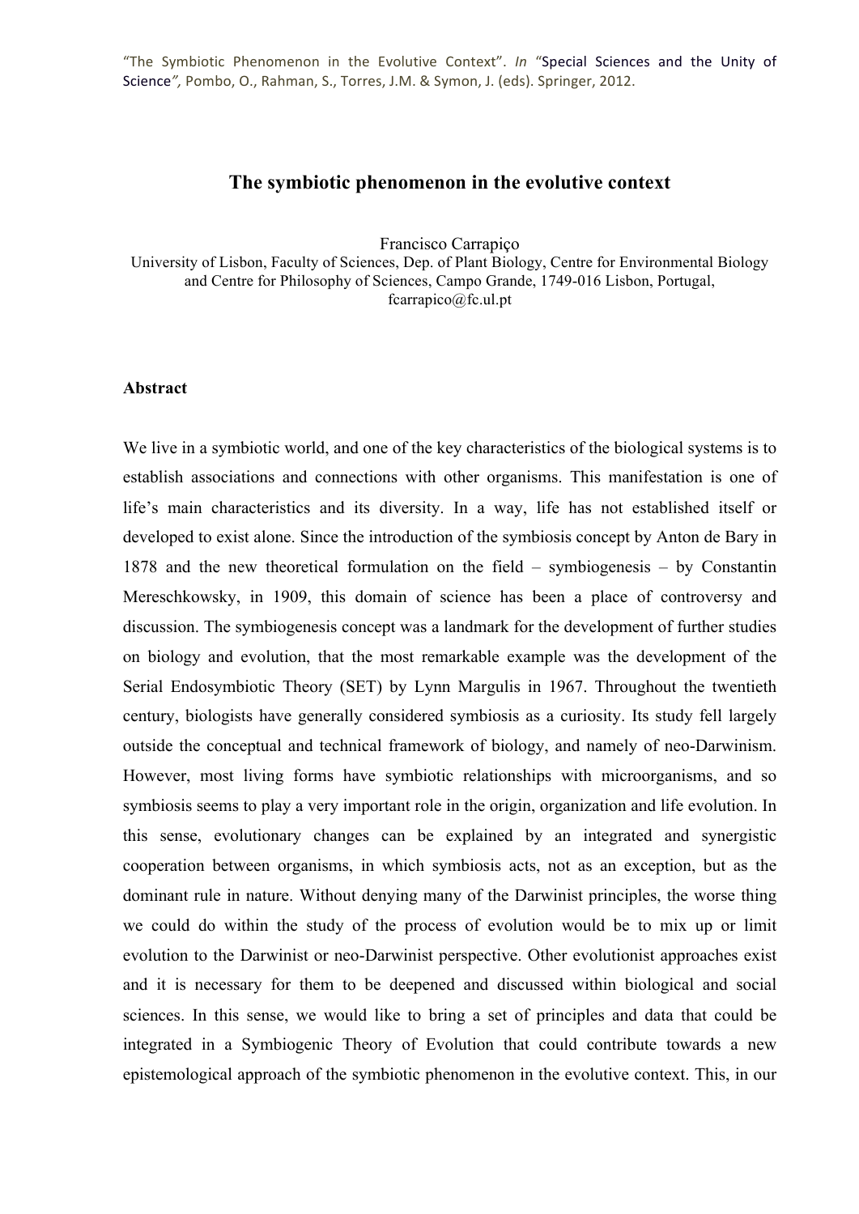"The Symbiotic Phenomenon in the Evolutive Context". *In* "Special Sciences and the Unity of Science*",* Pombo, O., Rahman, S., Torres, J.M. & Symon, J. (eds). Springer, 2012.

# The symbiotic phenomenon in the evolutive context

Francisco Carrapiço
University of Lisbon, Faculty of Sciences, Dep. of Plant Biology, Centre for Environmental Biology and Centre for Philosophy of Sciences, Campo Grande, 1749-016 Lisbon, Portugal,
fcarrapico@fc.ul.pt

## Abstract

We live in a symbiotic world, and one of the key characteristics of the biological systems is to establish associations and connections with other organisms. This manifestation is one of life's main characteristics and its diversity. In a way, life has not established itself or developed to exist alone. Since the introduction of the symbiosis concept by Anton de Bary in 1878 and the new theoretical formulation on the field – symbiogenesis – by Constantin Mereschkowsky, in 1909, this domain of science has been a place of controversy and discussion. The symbiogenesis concept was a landmark for the development of further studies on biology and evolution, that the most remarkable example was the development of the Serial Endosymbiotic Theory (SET) by Lynn Margulis in 1967. Throughout the twentieth century, biologists have generally considered symbiosis as a curiosity. Its study fell largely outside the conceptual and technical framework of biology, and namely of neo-Darwinism. However, most living forms have symbiotic relationships with microorganisms, and so symbiosis seems to play a very important role in the origin, organization and life evolution. In this sense, evolutionary changes can be explained by an integrated and synergistic cooperation between organisms, in which symbiosis acts, not as an exception, but as the dominant rule in nature. Without denying many of the Darwinist principles, the worse thing we could do within the study of the process of evolution would be to mix up or limit evolution to the Darwinist or neo-Darwinist perspective. Other evolutionist approaches exist and it is necessary for them to be deepened and discussed within biological and social sciences. In this sense, we would like to bring a set of principles and data that could be integrated in a Symbiogenic Theory of Evolution that could contribute towards a new epistemological approach of the symbiotic phenomenon in the evolutive context. This, in our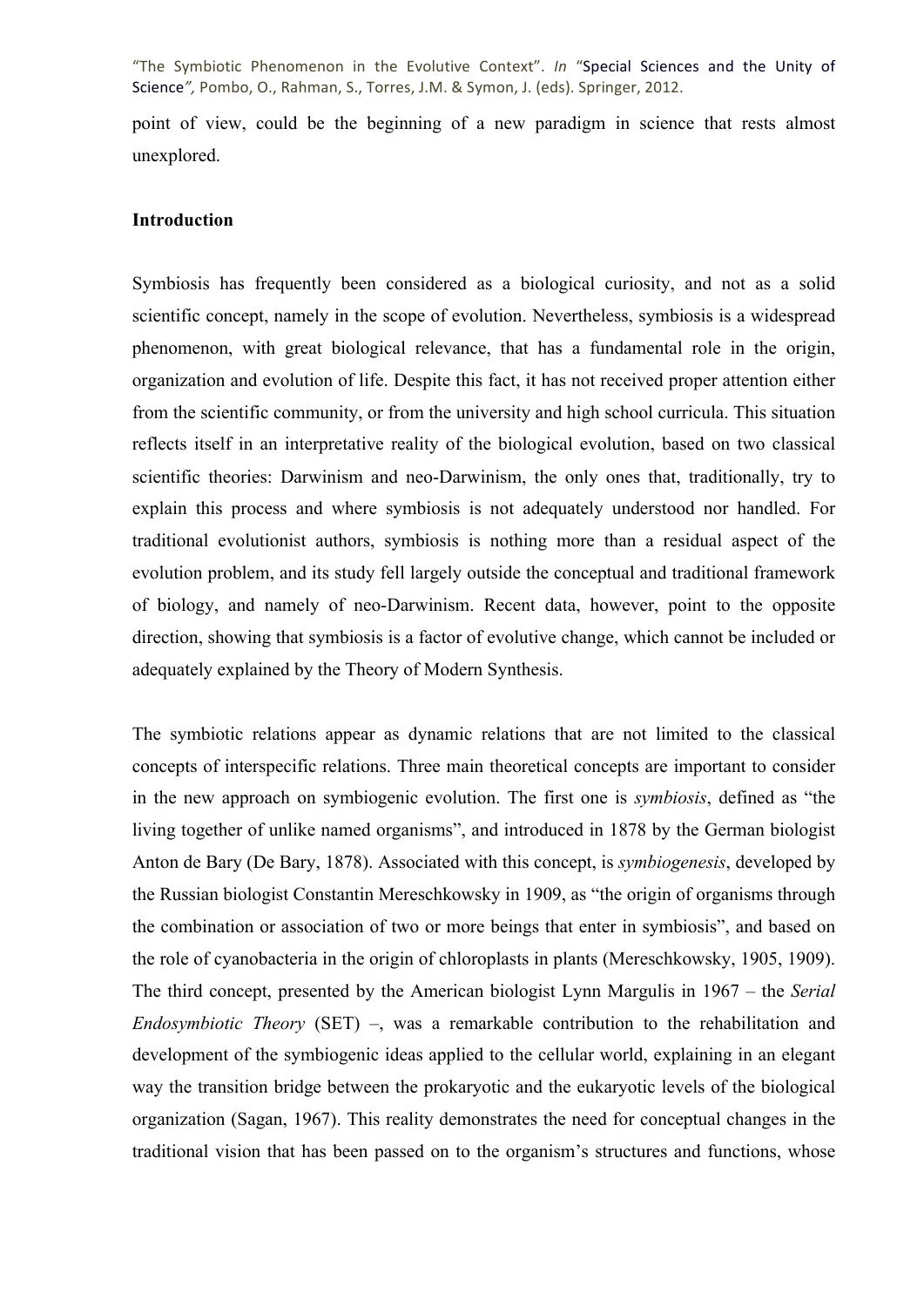point of view, could be the beginning of a new paradigm in science that rests almost unexplored.

## Introduction

Symbiosis has frequently been considered as a biological curiosity, and not as a solid scientific concept, namely in the scope of evolution. Nevertheless, symbiosis is a widespread phenomenon, with great biological relevance, that has a fundamental role in the origin, organization and evolution of life. Despite this fact, it has not received proper attention either from the scientific community, or from the university and high school curricula. This situation reflects itself in an interpretative reality of the biological evolution, based on two classical scientific theories: Darwinism and neo-Darwinism, the only ones that, traditionally, try to explain this process and where symbiosis is not adequately understood nor handled. For traditional evolutionist authors, symbiosis is nothing more than a residual aspect of the evolution problem, and its study fell largely outside the conceptual and traditional framework of biology, and namely of neo-Darwinism. Recent data, however, point to the opposite direction, showing that symbiosis is a factor of evolutive change, which cannot be included or adequately explained by the Theory of Modern Synthesis.

The symbiotic relations appear as dynamic relations that are not limited to the classical concepts of interspecific relations. Three main theoretical concepts are important to consider in the new approach on symbiogenic evolution. The first one is *symbiosis*, defined as "the living together of unlike named organisms", and introduced in 1878 by the German biologist Anton de Bary (De Bary, 1878). Associated with this concept, is *symbiogenesis*, developed by the Russian biologist Constantin Mereschkowsky in 1909, as "the origin of organisms through the combination or association of two or more beings that enter in symbiosis", and based on the role of cyanobacteria in the origin of chloroplasts in plants (Mereschkowsky, 1905, 1909). The third concept, presented by the American biologist Lynn Margulis in 1967 – the *Serial Endosymbiotic Theory* (SET) –, was a remarkable contribution to the rehabilitation and development of the symbiogenic ideas applied to the cellular world, explaining in an elegant way the transition bridge between the prokaryotic and the eukaryotic levels of the biological organization (Sagan, 1967). This reality demonstrates the need for conceptual changes in the traditional vision that has been passed on to the organism's structures and functions, whose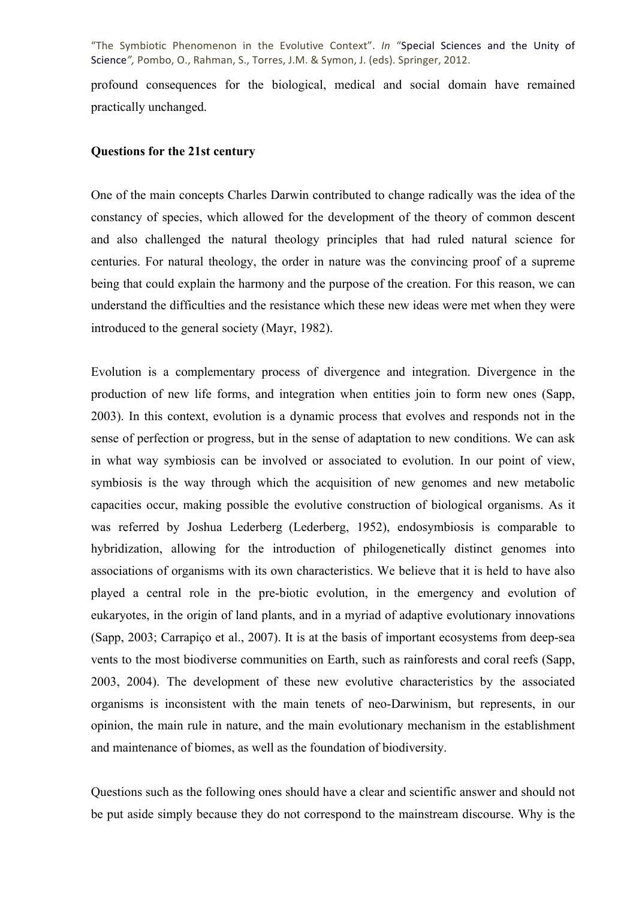profound consequences for the biological, medical and social domain have remained practically unchanged.

**Questions for the 21st century**

One of the main concepts Charles Darwin contributed to change radically was the idea of the constancy of species, which allowed for the development of the theory of common descent and also challenged the natural theology principles that had ruled natural science for centuries. For natural theology, the order in nature was the convincing proof of a supreme being that could explain the harmony and the purpose of the creation. For this reason, we can understand the difficulties and the resistance which these new ideas were met when they were introduced to the general society (Mayr, 1982).

Evolution is a complementary process of divergence and integration. Divergence in the production of new life forms, and integration when entities join to form new ones (Sapp, 2003). In this context, evolution is a dynamic process that evolves and responds not in the sense of perfection or progress, but in the sense of adaptation to new conditions. We can ask in what way symbiosis can be involved or associated to evolution. In our point of view, symbiosis is the way through which the acquisition of new genomes and new metabolic capacities occur, making possible the evolutive construction of biological organisms. As it was referred by Joshua Lederberg (Lederberg, 1952), endosymbiosis is comparable to hybridization, allowing for the introduction of philogenetically distinct genomes into associations of organisms with its own characteristics. We believe that it is held to have also played a central role in the pre-biotic evolution, in the emergency and evolution of eukaryotes, in the origin of land plants, and in a myriad of adaptive evolutionary innovations (Sapp, 2003; Carrapiço et al., 2007). It is at the basis of important ecosystems from deep-sea vents to the most biodiverse communities on Earth, such as rainforests and coral reefs (Sapp, 2003, 2004). The development of these new evolutive characteristics by the associated organisms is inconsistent with the main tenets of neo-Darwinism, but represents, in our opinion, the main rule in nature, and the main evolutionary mechanism in the establishment and maintenance of biomes, as well as the foundation of biodiversity.

Questions such as the following ones should have a clear and scientific answer and should not be put aside simply because they do not correspond to the mainstream discourse. Why is the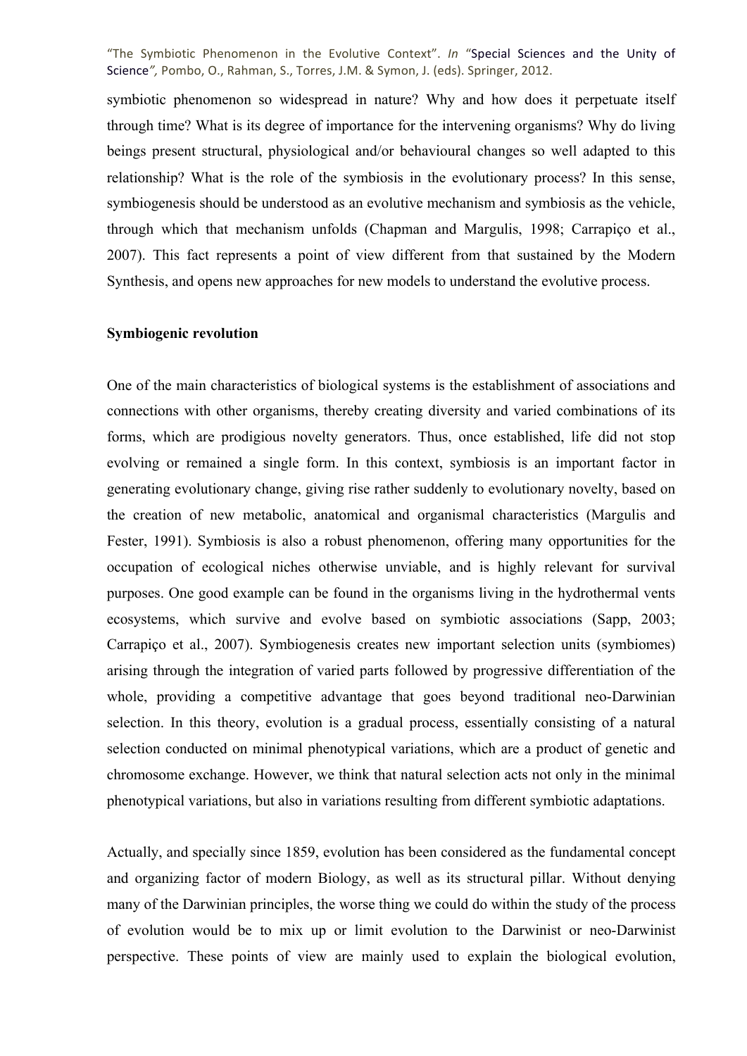symbiotic phenomenon so widespread in nature? Why and how does it perpetuate itself through time? What is its degree of importance for the intervening organisms? Why do living beings present structural, physiological and/or behavioural changes so well adapted to this relationship? What is the role of the symbiosis in the evolutionary process? In this sense, symbiogenesis should be understood as an evolutive mechanism and symbiosis as the vehicle, through which that mechanism unfolds (Chapman and Margulis, 1998; Carrapiço et al., 2007). This fact represents a point of view different from that sustained by the Modern Synthesis, and opens new approaches for new models to understand the evolutive process.

**Symbiogenic revolution**

One of the main characteristics of biological systems is the establishment of associations and connections with other organisms, thereby creating diversity and varied combinations of its forms, which are prodigious novelty generators. Thus, once established, life did not stop evolving or remained a single form. In this context, symbiosis is an important factor in generating evolutionary change, giving rise rather suddenly to evolutionary novelty, based on the creation of new metabolic, anatomical and organismal characteristics (Margulis and Fester, 1991). Symbiosis is also a robust phenomenon, offering many opportunities for the occupation of ecological niches otherwise unviable, and is highly relevant for survival purposes. One good example can be found in the organisms living in the hydrothermal vents ecosystems, which survive and evolve based on symbiotic associations (Sapp, 2003; Carrapiço et al., 2007). Symbiogenesis creates new important selection units (symbiomes) arising through the integration of varied parts followed by progressive differentiation of the whole, providing a competitive advantage that goes beyond traditional neo-Darwinian selection. In this theory, evolution is a gradual process, essentially consisting of a natural selection conducted on minimal phenotypical variations, which are a product of genetic and chromosome exchange. However, we think that natural selection acts not only in the minimal phenotypical variations, but also in variations resulting from different symbiotic adaptations.

Actually, and specially since 1859, evolution has been considered as the fundamental concept and organizing factor of modern Biology, as well as its structural pillar. Without denying many of the Darwinian principles, the worse thing we could do within the study of the process of evolution would be to mix up or limit evolution to the Darwinist or neo-Darwinist perspective. These points of view are mainly used to explain the biological evolution,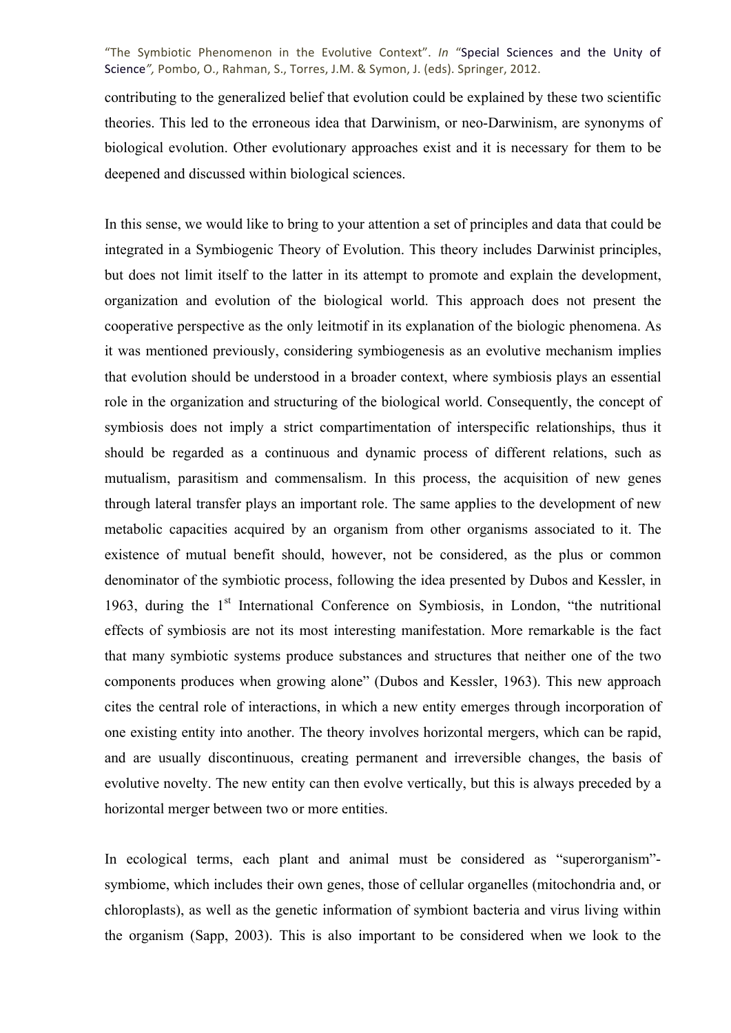contributing to the generalized belief that evolution could be explained by these two scientific theories. This led to the erroneous idea that Darwinism, or neo-Darwinism, are synonyms of biological evolution. Other evolutionary approaches exist and it is necessary for them to be deepened and discussed within biological sciences.

In this sense, we would like to bring to your attention a set of principles and data that could be integrated in a Symbiogenic Theory of Evolution. This theory includes Darwinist principles, but does not limit itself to the latter in its attempt to promote and explain the development, organization and evolution of the biological world. This approach does not present the cooperative perspective as the only leitmotif in its explanation of the biologic phenomena. As it was mentioned previously, considering symbiogenesis as an evolutive mechanism implies that evolution should be understood in a broader context, where symbiosis plays an essential role in the organization and structuring of the biological world. Consequently, the concept of symbiosis does not imply a strict compartimentation of interspecific relationships, thus it should be regarded as a continuous and dynamic process of different relations, such as mutualism, parasitism and commensalism. In this process, the acquisition of new genes through lateral transfer plays an important role. The same applies to the development of new metabolic capacities acquired by an organism from other organisms associated to it. The existence of mutual benefit should, however, not be considered, as the plus or common denominator of the symbiotic process, following the idea presented by Dubos and Kessler, in 1963, during the 1st International Conference on Symbiosis, in London, "the nutritional effects of symbiosis are not its most interesting manifestation. More remarkable is the fact that many symbiotic systems produce substances and structures that neither one of the two components produces when growing alone" (Dubos and Kessler, 1963). This new approach cites the central role of interactions, in which a new entity emerges through incorporation of one existing entity into another. The theory involves horizontal mergers, which can be rapid, and are usually discontinuous, creating permanent and irreversible changes, the basis of evolutive novelty. The new entity can then evolve vertically, but this is always preceded by a horizontal merger between two or more entities.

In ecological terms, each plant and animal must be considered as "superorganism"-symbiome, which includes their own genes, those of cellular organelles (mitochondria and, or chloroplasts), as well as the genetic information of symbiont bacteria and virus living within the organism (Sapp, 2003). This is also important to be considered when we look to the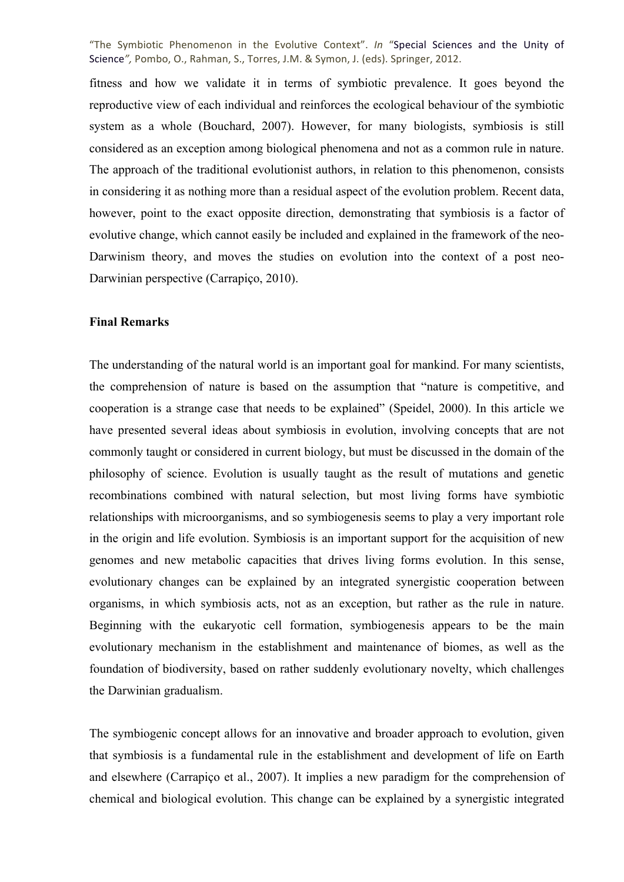fitness and how we validate it in terms of symbiotic prevalence. It goes beyond the reproductive view of each individual and reinforces the ecological behaviour of the symbiotic system as a whole (Bouchard, 2007). However, for many biologists, symbiosis is still considered as an exception among biological phenomena and not as a common rule in nature. The approach of the traditional evolutionist authors, in relation to this phenomenon, consists in considering it as nothing more than a residual aspect of the evolution problem. Recent data, however, point to the exact opposite direction, demonstrating that symbiosis is a factor of evolutive change, which cannot easily be included and explained in the framework of the neo-Darwinism theory, and moves the studies on evolution into the context of a post neo-Darwinian perspective (Carrapiço, 2010).

**Final Remarks**

The understanding of the natural world is an important goal for mankind. For many scientists, the comprehension of nature is based on the assumption that "nature is competitive, and cooperation is a strange case that needs to be explained" (Speidel, 2000). In this article we have presented several ideas about symbiosis in evolution, involving concepts that are not commonly taught or considered in current biology, but must be discussed in the domain of the philosophy of science. Evolution is usually taught as the result of mutations and genetic recombinations combined with natural selection, but most living forms have symbiotic relationships with microorganisms, and so symbiogenesis seems to play a very important role in the origin and life evolution. Symbiosis is an important support for the acquisition of new genomes and new metabolic capacities that drives living forms evolution. In this sense, evolutionary changes can be explained by an integrated synergistic cooperation between organisms, in which symbiosis acts, not as an exception, but rather as the rule in nature. Beginning with the eukaryotic cell formation, symbiogenesis appears to be the main evolutionary mechanism in the establishment and maintenance of biomes, as well as the foundation of biodiversity, based on rather suddenly evolutionary novelty, which challenges the Darwinian gradualism.

The symbiogenic concept allows for an innovative and broader approach to evolution, given that symbiosis is a fundamental rule in the establishment and development of life on Earth and elsewhere (Carrapiço et al., 2007). It implies a new paradigm for the comprehension of chemical and biological evolution. This change can be explained by a synergistic integrated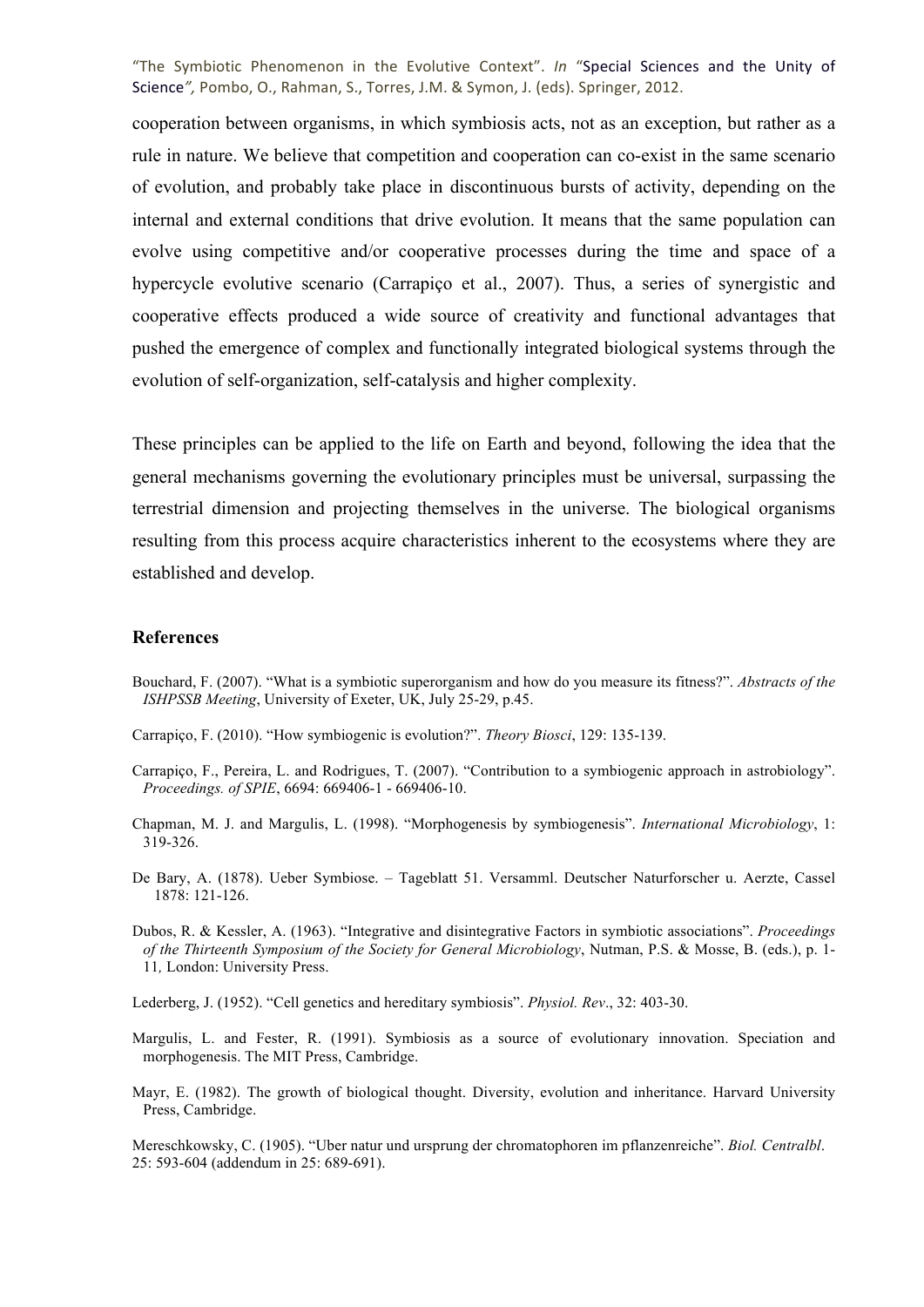cooperation between organisms, in which symbiosis acts, not as an exception, but rather as a rule in nature. We believe that competition and cooperation can co-exist in the same scenario of evolution, and probably take place in discontinuous bursts of activity, depending on the internal and external conditions that drive evolution. It means that the same population can evolve using competitive and/or cooperative processes during the time and space of a hypercycle evolutive scenario (Carrapiço et al., 2007). Thus, a series of synergistic and cooperative effects produced a wide source of creativity and functional advantages that pushed the emergence of complex and functionally integrated biological systems through the evolution of self-organization, self-catalysis and higher complexity.

These principles can be applied to the life on Earth and beyond, following the idea that the general mechanisms governing the evolutionary principles must be universal, surpassing the terrestrial dimension and projecting themselves in the universe. The biological organisms resulting from this process acquire characteristics inherent to the ecosystems where they are established and develop.

## References

Bouchard, F. (2007). "What is a symbiotic superorganism and how do you measure its fitness?". *Abstracts of the ISHPSSB Meeting*, University of Exeter, UK, July 25-29, p.45.

Carrapiço, F. (2010). "How symbiogenic is evolution?". *Theory Biosci*, 129: 135-139.

Carrapiço, F., Pereira, L. and Rodrigues, T. (2007). "Contribution to a symbiogenic approach in astrobiology". *Proceedings. of SPIE*, 6694: 669406-1 - 669406-10.

Chapman, M. J. and Margulis, L. (1998). "Morphogenesis by symbiogenesis". *International Microbiology*, 1: 319-326.

De Bary, A. (1878). Ueber Symbiose. – Tageblatt 51. Versamml. Deutscher Naturforscher u. Aerzte, Cassel 1878: 121-126.

Dubos, R. & Kessler, A. (1963). "Integrative and disintegrative Factors in symbiotic associations". *Proceedings of the Thirteenth Symposium of the Society for General Microbiology*, Nutman, P.S. & Mosse, B. (eds.), p. 1-11, London: University Press.

Lederberg, J. (1952). "Cell genetics and hereditary symbiosis". *Physiol. Rev*., 32: 403-30.

Margulis, L. and Fester, R. (1991). Symbiosis as a source of evolutionary innovation. Speciation and morphogenesis. The MIT Press, Cambridge.

Mayr, E. (1982). The growth of biological thought. Diversity, evolution and inheritance. Harvard University Press, Cambridge.

Mereschkowsky, C. (1905). "Uber natur und ursprung der chromatophoren im pflanzenreiche". *Biol. Centralbl*. 25: 593-604 (addendum in 25: 689-691).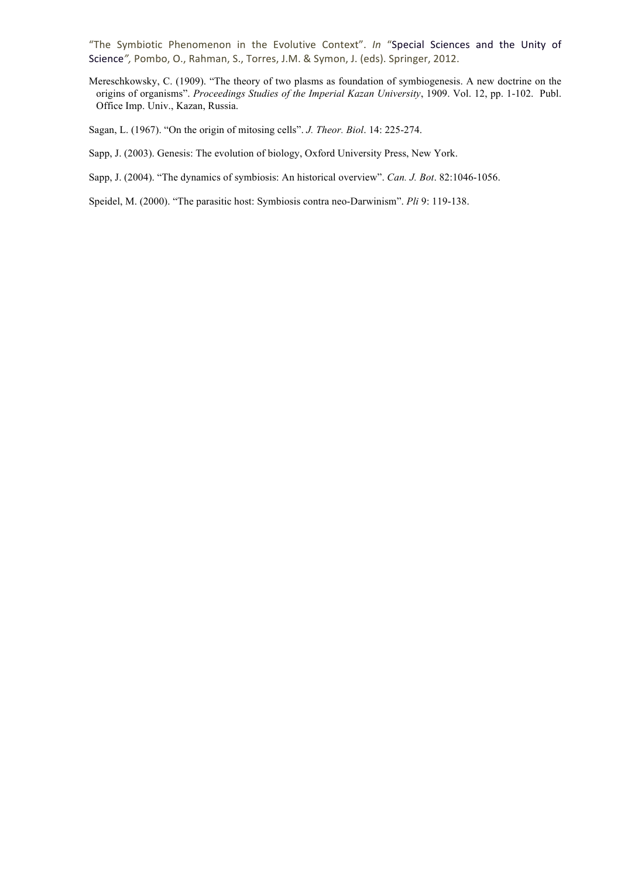Mereschkowsky, C. (1909). "The theory of two plasms as foundation of symbiogenesis. A new doctrine on the origins of organisms". *Proceedings Studies of the Imperial Kazan University*, 1909. Vol. 12, pp. 1-102. Publ. Office Imp. Univ., Kazan, Russia.

Sagan, L. (1967). "On the origin of mitosing cells". *J. Theor. Biol*. 14: 225-274.

Sapp, J. (2003). Genesis: The evolution of biology, Oxford University Press, New York.

Sapp, J. (2004). "The dynamics of symbiosis: An historical overview". *Can. J. Bot*. 82:1046-1056.

Speidel, M. (2000). "The parasitic host: Symbiosis contra neo-Darwinism". *Pli* 9: 119-138.